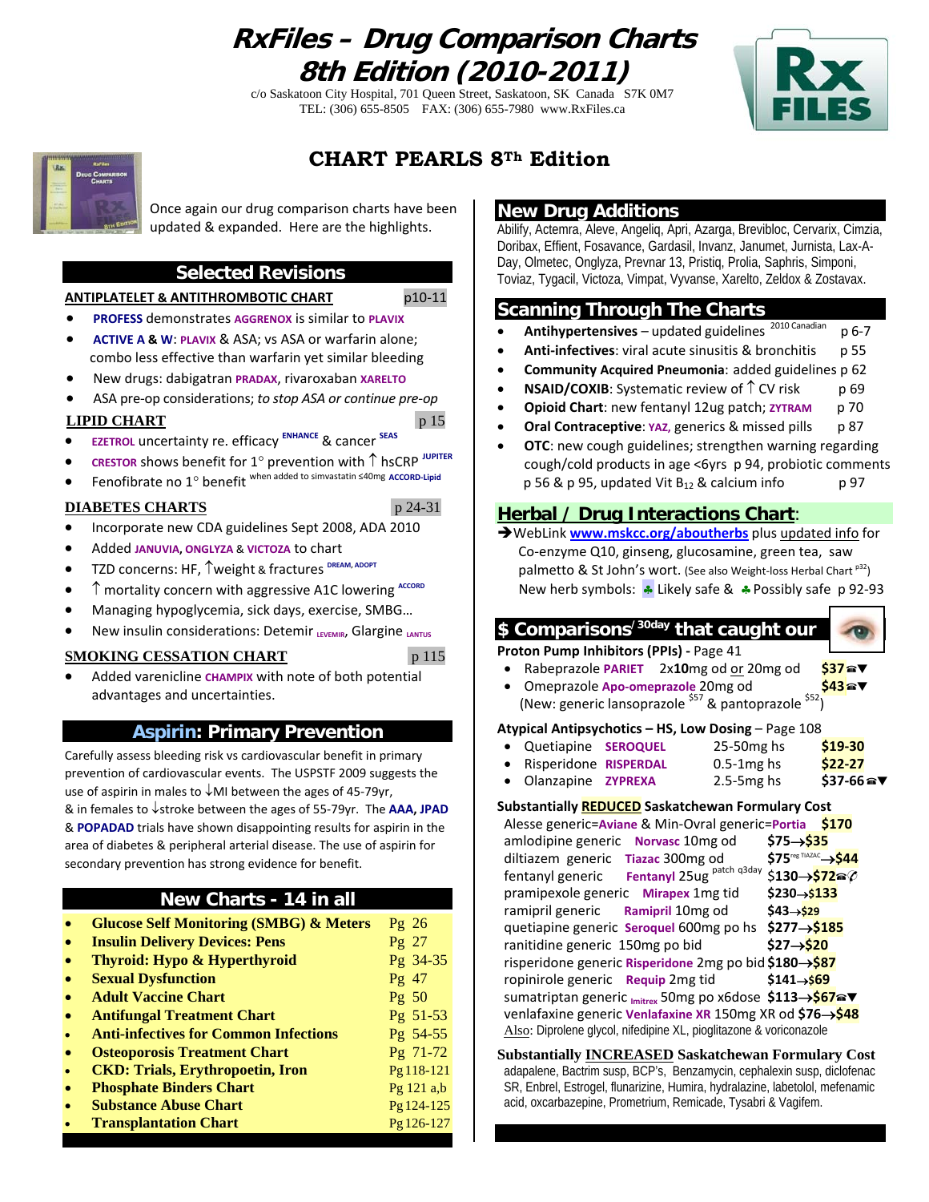# RxFiles – Drug Comparison Charts 8th Edition (2010-2011)

c/o Saskatoon City Hospital, 701 Queen Street, Saskatoon, SK Canada S7K 0M7
TEL: (306) 655-8505 FAX: (306) 655-7980 www.RxFiles.ca

## CHART PEARLS 8Th Edition

Once again our drug comparison charts have been updated & expanded. Here are the highlights.

## Selected Revisions

**ANTIPLATELET & ANTITHROMBOTIC CHART** p10-11

- **PROFESS** demonstrates **AGGRENOX** is similar to **PLAVIX**
- **ACTIVE A & W**: **PLAVIX** & ASA; vs ASA or warfarin alone; combo less effective than warfarin yet similar bleeding
- New drugs: dabigatran **PRADAX**, rivaroxaban **XARELTO**
- ASA pre-op considerations; *to stop ASA or continue pre-op*

**LIPID CHART** p 15

- **EZETROL** uncertainty re. efficacy [ENHANCE] & cancer [SEAS]
- **CRESTOR** shows benefit for 1° prevention with ↑ hsCRP [JUPITER]
- Fenofibrate no 1° benefit [when added to simvastatin ≤40mg ACCORD-Lipid]

**DIABETES CHARTS** p 24-31

- Incorporate new CDA guidelines Sept 2008, ADA 2010
- Added **JANUVIA**, **ONGLYZA** & **VICTOZA** to chart
- TZD concerns: HF, ↑weight & fractures [DREAM, ADOPT]
- ↑ mortality concern with aggressive A1C lowering [ACCORD]
- Managing hypoglycemia, sick days, exercise, SMBG…
- New insulin considerations: Detemir [LEVEMIR], Glargine [LANTUS]

**SMOKING CESSATION CHART** p 115

- Added varenicline **CHAMPIX** with note of both potential advantages and uncertainties.

## Aspirin: Primary Prevention

Carefully assess bleeding risk vs cardiovascular benefit in primary prevention of cardiovascular events. The USPSTF 2009 suggests the use of aspirin in males to ↓MI between the ages of 45-79yr, & in females to ↓stroke between the ages of 55-79yr. The **AAA**, **JPAD** & **POPADAD** trials have shown disappointing results for aspirin in the area of diabetes & peripheral arterial disease. The use of aspirin for secondary prevention has strong evidence for benefit.

## New Charts - 14 in all

| Chart | Page |
|---|---|
| **Glucose Self Monitoring (SMBG) & Meters** | Pg 26 |
| **Insulin Delivery Devices: Pens** | Pg 27 |
| **Thyroid: Hypo & Hyperthyroid** | Pg 34-35 |
| **Sexual Dysfunction** | Pg 47 |
| **Adult Vaccine Chart** | Pg 50 |
| **Antifungal Treatment Chart** | Pg 51-53 |
| **Anti-infectives for Common Infections** | Pg 54-55 |
| **Osteoporosis Treatment Chart** | Pg 71-72 |
| **CKD: Trials, Erythropoetin, Iron** | Pg 118-121 |
| **Phosphate Binders Chart** | Pg 121 a,b |
| **Substance Abuse Chart** | Pg 124-125 |
| **Transplantation Chart** | Pg 126-127 |

## New Drug Additions

Abilify, Actemra, Aleve, Angeliq, Apri, Azarga, Brevibloc, Cervarix, Cimzia, Doribax, Effient, Fosavance, Gardasil, Invanz, Janumet, Jurnista, Lax-A-Day, Olmetec, Onglyza, Prevnar 13, Pristiq, Prolia, Saphris, Simponi, Toviaz, Tygacil, Victoza, Vimpat, Vyvanse, Xarelto, Zeldox & Zostavax.

## Scanning Through The Charts

- **Antihypertensives** – updated guidelines [2010 Canadian] p 6-7
- **Anti-infectives**: viral acute sinusitis & bronchitis p 55
- **Community Acquired Pneumonia**: added guidelines p 62
- **NSAID/COXIB**: Systematic review of ↑ CV risk p 69
- **Opioid Chart**: new fentanyl 12ug patch; **ZYTRAM** p 70
- **Oral Contraceptive**: **YAZ**, generics & missed pills p 87
- **OTC**: new cough guidelines; strengthen warning regarding cough/cold products in age <6yrs p 94, probiotic comments p 56 & p 95, updated Vit $B_{12}$ & calcium info p 97

## Herbal / Drug Interactions Chart:

➔WebLink **www.mskcc.org/aboutherbs** plus updated info for Co-enzyme Q10, ginseng, glucosamine, green tea, saw palmetto & St John's wort. (See also Weight-loss Herbal Chart [p32])
New herb symbols: ♣ Likely safe & ♣ Possibly safe p 92-93

## $ Comparisons [30day] that caught our eye

**Proton Pump Inhibitors (PPIs) - Page 41**

- Rabeprazole **PARIET** 2x**10**mg od or 20mg od **$37**☎▼
- Omeprazole **Apo-omeprazole** 20mg od **$43**☎▼

(New: generic lansoprazole [$57] & pantoprazole [$52])

**Atypical Antipsychotics – HS, Low Dosing – Page 108**

- Quetiapine **SEROQUEL** 25-50mg hs **$19-30**
- Risperidone **RISPERDAL** 0.5-1mg hs **$22-27**
- Olanzapine **ZYPREXA** 2.5-5mg hs **$37-66**☎▼

**Substantially REDUCED Saskatchewan Formulary Cost**

| Drug | Cost |
|---|---|
| Alesse generic=**Aviane** & Min-Ovral generic=**Portia** | **$170** |
| amlodipine generic **Norvasc** 10mg od | $75→**$35** |
| diltiazem generic **Tiazac** 300mg od | $75[reg TIAZAC]→**$44** |
| fentanyl generic **Fentanyl** 25ug patch q3day | $130→**$72**☎ |
| pramipexole generic **Mirapex** 1mg tid | $230→**$133** |
| ramipril generic **Ramipril** 10mg od | $43→**$29** |
| quetiapine generic **Seroquel** 600mg po hs | $277→**$185** |
| ranitidine generic 150mg po bid | $27→**$20** |
| risperidone generic **Risperidone** 2mg po bid | $180→**$87** |
| ropinirole generic **Requip** 2mg tid | $141→**$69** |
| sumatriptan generic **Imitrex** 50mg po x6dose | $113→**$67**☎▼ |
| venlafaxine generic **Venlafaxine XR** 150mg XR od | $76→**$48** |

Also: Diprolene glycol, nifedipine XL, pioglitazone & voriconazole

**Substantially INCREASED Saskatchewan Formulary Cost**

adapalene, Bactrim susp, BCP's, Benzamycin, cephalexin susp, diclofenac SR, Enbrel, Estrogel, flunarizine, Humira, hydralazine, labetolol, mefenamic acid, oxcarbazepine, Prometrium, Remicade, Tysabri & Vagifem.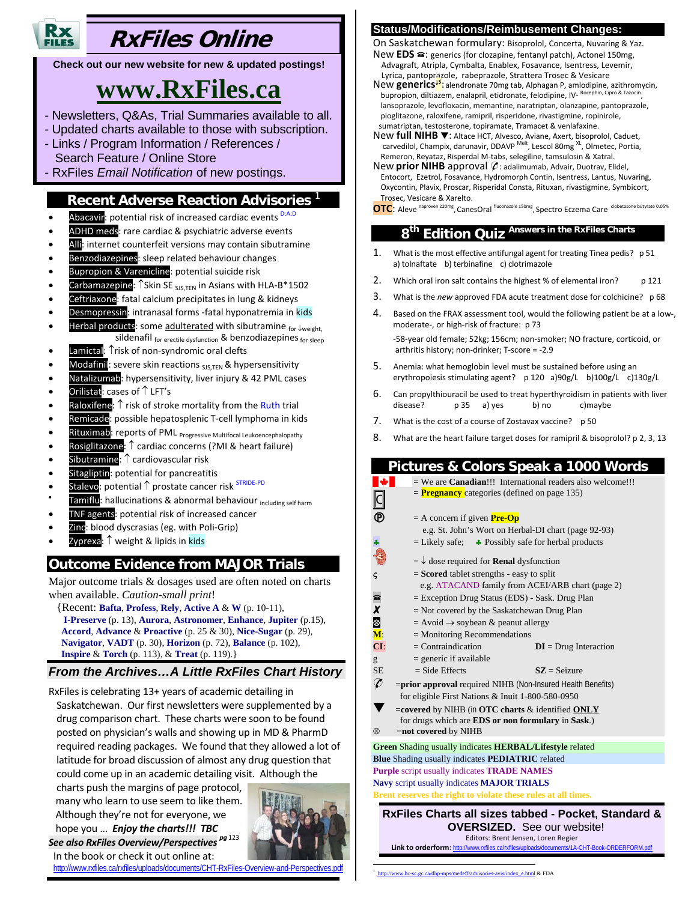# RxFiles Online

**Check out our new website for new & updated postings!**

## www.RxFiles.ca

- Newsletters, Q&As, Trial Summaries available to all.
- Updated charts available to those with subscription.
- Links / Program Information / References / Search Feature / Online Store
- RxFiles *Email Notification* of new postings.

## Recent Adverse Reaction Advisories [1]

- **Abacavir**: potential risk of increased cardiac events D:A:D
- **ADHD meds**: rare cardiac & psychiatric adverse events
- **Alli**: internet counterfeit versions may contain sibutramine
- **Benzodiazepines**: sleep related behaviour changes
- **Bupropion & Varenicline**: potential suicide risk
- **Carbamazepine**: ↑Skin SE $_{SJS,TEN}$ in Asians with HLA-B*1502
- **Ceftriaxone**: fatal calcium precipitates in lung & kidneys
- **Desmopressin**: intranasal forms -fatal hyponatremia in kids
- **Herbal products**: some adulterated with sibutramine $_{\text{for} \downarrow \text{weight}}$, sildenafil $_{\text{for erectile dysfunction}}$ & benzodiazepines $_{\text{for sleep}}$
- **Lamictal**: ↑risk of non-syndromic oral clefts
- **Modafinil**: severe skin reactions $_{SJS,TEN}$ & hypersensitivity
- **Natalizumab**: hypersensitivity, liver injury & 42 PML cases
- **Orilistat**: cases of ↑ LFT's
- **Raloxifene**: ↑ risk of stroke mortality from the Ruth trial
- **Remicade**: possible hepatosplenic T-cell lymphoma in kids
- **Rituximab**: reports of PML $_{\text{Progressive Multifocal Leukoencephalopathy}}$
- **Rosiglitazone**: ↑ cardiac concerns (?MI & heart failure)
- **Sibutramine**: ↑ cardiovascular risk
- **Sitagliptin**: potential for pancreatitis
- **Stalevo**: potential ↑ prostate cancer risk STRIDE-PD
- **Tamiflu**: hallucinations & abnormal behaviour $_{\text{including self harm}}$
- **TNF agents**: potential risk of increased cancer
- **Zinc**: blood dyscrasias (eg. with Poli-Grip)
- **Zyprexa**: ↑ weight & lipids in kids

## Outcome Evidence from MAJOR Trials

Major outcome trials & dosages used are often noted on charts when available. *Caution-small print*!

{Recent: **Bafta**, **Profess**, **Rely**, **Active A** & **W** (p. 10-11), **I-Preserve** (p. 13), **Aurora**, **Astronomer**, **Enhance**, **Jupiter** (p.15), **Accord**, **Advance** & **Proactive** (p. 25 & 30), **Nice-Sugar** (p. 29), **Navigator**, **VADT** (p. 30), **Horizon** (p. 72), **Balance** (p. 102), **Inspire** & **Torch** (p. 113), & **Treat** (p. 119).}

## *From the Archives…A Little RxFiles Chart History*

RxFiles is celebrating 13+ years of academic detailing in Saskatchewan. Our first newsletters were supplemented by a drug comparison chart. These charts were soon to be found posted on physician's walls and showing up in MD & PharmD required reading packages. We found that they allowed a lot of latitude for broad discussion of almost any drug question that could come up in an academic detailing visit. Although the charts push the margins of page protocol, many who learn to use seem to like them. Although they're not for everyone, we hope you … ***Enjoy the charts!!! TBC***

***See also RxFiles Overview/Perspectives*** pg 123 In the book or check it out online at:
http://www.rxfiles.ca/rxfiles/uploads/documents/CHT-RxFiles-Overview-and-Perspectives.pdf

## Status/Modifications/Reimbusement Changes:

On Saskatchewan formulary: Bisoprolol, Concerta, Nuvaring & Yaz.

New **EDS** ☎: generics (for clozapine, fentanyl patch), Actonel 150mg, Advagraft, Atripla, Cymbalta, Enablex, Fosavance, Isentress, Levemir, Lyrica, pantoprazole, rabeprazole, Strattera Trosec & Vesicare

New **generics**: alendronate 70mg tab, Alphagan P, amlodipine, azithromycin, bupropion, diltiazem, enalapril, etidronate, felodipine, IV- Rocephin, Cipro & Tazocin, lansoprazole, levofloxacin, memantine, naratriptan, olanzapine, pantoprazole, pioglitazone, raloxifene, ramipril, risperidone, rivastigmine, ropinirole, sumatriptan, testosterone, topiramate, Tramacet & venlafaxine.

New **full NIHB** ▼: Altace HCT, Alvesco, Aviane, Axert, bisoprolol, Caduet, carvedilol, Champix, darunavir, DDAVP Melt, Lescol 80mg XL, Olmetec, Portia, Remeron, Reyataz, Risperdal M-tabs, selegiline, tamsulosin & Xatral.

New **prior NIHB** approval ✐: adalimumab, Advair, Duotrav, Elidel, Entocort, Ezetrol, Fosavance, Hydromorph Contin, Isentress, Lantus, Nuvaring, Oxycontin, Plavix, Proscar, Risperidal Consta, Rituxan, rivastigmine, Symbicort, Trosec, Vesicare & Xarelto.

**OTC**: Aleve naproxen 220mg, CanesOral fluconazole 150mg, Spectro Eczema Care clobetasone butyrate 0.05%

## 8th Edition Quiz Answers in the RxFiles Charts

1. What is the most effective antifungal agent for treating Tinea pedis? p 51
   a) tolnaftate b) terbinafine c) clotrimazole
2. Which oral iron salt contains the highest % of elemental iron? p 121
3. What is the *new* approved FDA acute treatment dose for colchicine? p 68
4. Based on the FRAX assessment tool, would the following patient be at a low-, moderate-, or high-risk of fracture: p 73
   -58-year old female; 52kg; 156cm; non-smoker; NO fracture, corticoid, or arthritis history; non-drinker; T-score = -2.9
5. Anemia: what hemoglobin level must be sustained before using an erythropoiesis stimulating agent? p 120 a)90g/L b)100g/L c)130g/L
6. Can propylthiouracil be used to treat hyperthyroidism in patients with liver disease? p 35 a) yes b) no c)maybe
7. What is the cost of a course of Zostavax vaccine? p 50
8. What are the heart failure target doses for ramipril & bisoprolol? p 2, 3, 13

## Pictures & Colors Speak a 1000 Words

| | |
|---|---|
| 🍁 | = We are **Canadian**!!! International readers also welcome!!! |
| C | = **Pregnancy** categories (defined on page 135) |
| Ⓟ | = A concern if given **Pre-Op** e.g. St. John's Wort on Herbal-DI chart (page 92-93) |
| ♣ | = Likely safe; ♣ Possibly safe for herbal products |
| (kidney) | = ↓ dose required for **Renal** dysfunction |
| ς | = **Scored** tablet strengths - easy to split e.g. ATACAND family from ACEI/ARB chart (page 2) |
| ☎ | = Exception Drug Status (EDS) - Sask. Drug Plan |
| ✗ | = Not covered by the Saskatchewan Drug Plan |
| ⊗ | = Avoid → soybean & peanut allergy |
| **M**: | = Monitoring Recommendations |
| **CI**: | = Contraindication **DI** = Drug Interaction |
| g | = generic if available |
| SE | = Side Effects **SZ** = Seizure |
| ✐ | =**prior approval** required NIHB (Non-Insured Health Benefits) for eligible First Nations & Inuit 1-800-580-0950 |
| ▼ | =**covered** by NIHB (in **OTC charts** & identified **ONLY** for drugs which are **EDS or non formulary** in **Sask.**) |
| ⊗ | =**not covered** by NIHB |

**Green** Shading usually indicates **HERBAL/Lifestyle** related
**Blue** Shading usually indicates **PEDIATRIC** related
**Purple** script usually indicates **TRADE NAMES**
**Navy** script usually indicates **MAJOR TRIALS**
**Brent reserves the right to violate these rules at all times.**

**RxFiles Charts all sizes tabbed - Pocket, Standard & OVERSIZED.** See our website!
Editors: Brent Jensen, Loren Regier
**Link to orderform**: http://www.rxfiles.ca/rxfiles/uploads/documents/1A-CHT-Book-ORDERFORM.pdf

[1] http://www.hc-sc.gc.ca/dhp-mps/medeff/advisories-avis/index_e.html & FDA